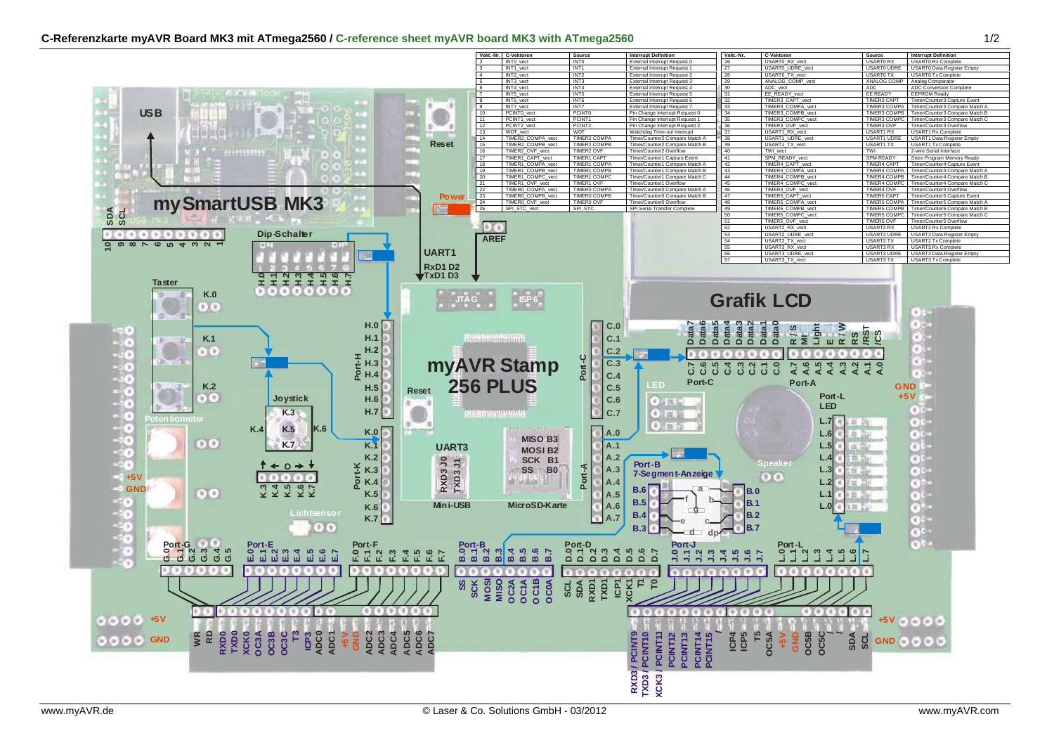# C-Referenzkarte myAVR Board MK3 mit ATmega2560 / C-reference sheet myAVR board MK3 with ATmega2560

| Vekt.-Nr. | C-Vektoren | Source | Interrupt Definition |
|---|---|---|---|
| 2 | INT0_vect | INT0 | External Interrupt Request 0 |
| 3 | INT1_vect | INT1 | External Interrupt Request 1 |
| 4 | INT2_vect | INT2 | External Interrupt Request 2 |
| 5 | INT3_vect | INT3 | External Interrupt Request 3 |
| 6 | INT4_vect | INT4 | External Interrupt Request 4 |
| 7 | INT5_vect | INT5 | External Interrupt Request 5 |
| 8 | INT6_vect | INT6 | External Interrupt Request 6 |
| 9 | INT7_vect | INT7 | External Interrupt Request 7 |
| 10 | PCINT0_vect | PCINT0 | Pin Change Interrupt Request 0 |
| 11 | PCINT1_vect | PCINT1 | Pin Change Interrupt Request 1 |
| 12 | PCINT2_vect | PCINT2 | Pin Change Interrupt Request 2 |
| 13 | WDT_vect | WDT | Watchdog Time-out Interrupt |
| 14 | TIMER2_COMPA_vect | TIMER2 COMPA | Timer/Counter2 Compare Match A |
| 15 | TIMER2_COMPB_vect | TIMER2 COMPB | Timer/Counter2 Compare Match B |
| 16 | TIMER2_OVF_vect | TIMER2 OVF | Timer/Counter2 Overflow |
| 17 | TIMER1_CAPT_vect | TIMER1 CAPT | Timer/Counter1 Capture Event |
| 18 | TIMER1_COMPA_vect | TIMER1 COMPA | Timer/Counter1 Compare Match A |
| 19 | TIMER1_COMPB_vect | TIMER1 COMPB | Timer/Counter1 Compare Match B |
| 20 | TIMER1_COMPC_vect | TIMER1 COMPC | Timer/Counter1 Compare Match C |
| 21 | TIMER1_OVF_vect | TIMER1 OVF | Timer/Counter1 Overflow |
| 22 | TIMER0_COMPA_vect | TIMER0 COMPA | Timer/Counter0 Compare Match A |
| 23 | TIMER0_COMPB_vect | TIMER0 COMPB | Timer/Counter0 Compare Match B |
| 24 | TIMER0_OVF_vect | TIMER0 OVF | Timer/Counter0 Overflow |
| 25 | SPI_STC_vect | SPI, STC | SPI Serial Transfer Complete |

| Vekt.-Nr. | C-Vektoren | Source | Interrupt Definition |
|---|---|---|---|
| 26 | USART0_RX_vect | USART0 RX | USART0 Rx Complete |
| 27 | USART0_UDRE_vect | USART0 UDRE | USART0 Data Register Empty |
| 28 | USART0_TX_vect | USART0 TX | USART0 Tx Complete |
| 29 | ANALOG_COMP_vect | ANALOG COMP | Analog Comparator |
| 30 | ADC_vect | ADC | ADC Conversion Complete |
| 31 | EE_READY_vect | EE READY | EEPROM Ready |
| 32 | TIMER3_CAPT_vect | TIMER3 CAPT | Timer/Counter3 Capture Event |
| 33 | TIMER3_COMPA_vect | TIMER3 COMPA | Timer/Counter3 Compare Match A |
| 34 | TIMER3_COMPB_vect | TIMER3 COMPB | Timer/Counter3 Compare Match B |
| 35 | TIMER3_COMPC_vect | TIMER3 COMPC | Timer/Counter3 Compare Match C |
| 36 | TIMER3_OVF_vect | TIMER3 OVF | Timer/Counter3 Overflow |
| 37 | USART1_RX_vect | USART1 RX | USART1 Rx Complete |
| 38 | USART1_UDRE_vect | USART1 UDRE | USART1 Data Register Empty |
| 39 | USART1_TX_vect | USART1 TX | USART1 Tx Complete |
| 40 | TWI_vect | TWI | 2-wire Serial Interface |
| 41 | SPM_READY_vect | SPM READY | Store Program Memory Ready |
| 42 | TIMER4_CAPT_vect | TIMER4 CAPT | Timer/Counter4 Capture Event |
| 43 | TIMER4_COMPA_vect | TIMER4 COMPA | Timer/Counter4 Compare Match A |
| 44 | TIMER4_COMPB_vect | TIMER4 COMPB | Timer/Counter4 Compare Match B |
| 45 | TIMER4_COMPC_vect | TIMER4 COMPC | Timer/Counter4 Compare Match C |
| 46 | TIMER4_OVF_vect | TIMER4 OVF | Timer/Counter4 Overflow |
| 47 | TIMER5_CAPT_vect | TIMER5 CAPT | Timer/Counter5 Capture Event |
| 48 | TIMER5_COMPA_vect | TIMER5 COMPA | Timer/Counter5 Compare Match A |
| 49 | TIMER5_COMPB_vect | TIMER5 COMPB | Timer/Counter5 Compare Match B |
| 50 | TIMER5_COMPC_vect | TIMER5 COMPC | Timer/Counter5 Compare Match C |
| 51 | TIMER5_OVF_vect | TIMER5 OVF | Timer/Counter5 Overflow |
| 52 | USART2_RX_vect | USART2 RX | USART2 Rx Complete |
| 53 | USART2_UDRE_vect | USART2 UDRE | USART2 Data Register Empty |
| 54 | USART2_TX_vect | USART2 TX | USART2 Tx Complete |
| 55 | USART3_RX_vect | USART3 RX | USART3 Rx Complete |
| 56 | USART3_UDRE_vect | USART3 UDRE | USART3 Data Register Empty |
| 57 | USART3_TX_vect | USART3 TX | USART3 Tx Complete |

www.myAVR.de © Laser & Co. Solutions GmbH - 03/2012 www.myAVR.com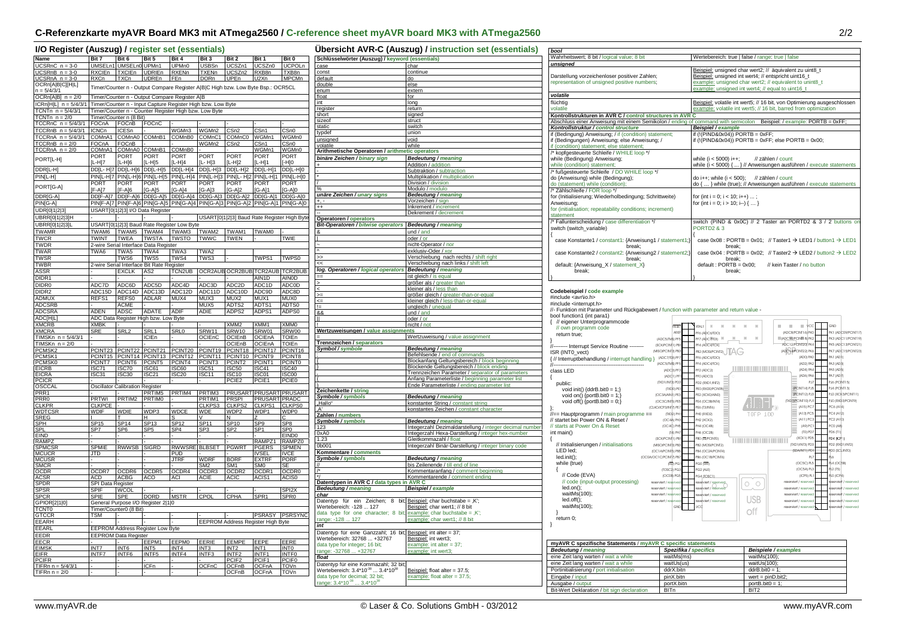# C-Referenzkarte myAVR Board MK3 mit ATmega2560 / C-reference sheet myAVR board MK3 with ATmega2560

## I/O Register (Auszug) / register set (essentials)

| Name | Bit 7 | Bit 6 | Bit 5 | Bit 4 | Bit 3 | Bit 2 | Bit 1 | Bit 0 |
|---|---|---|---|---|---|---|---|---|
| UCSRnC n = 3-0 | UMSELn1 | UMSELn0 | UPMn1 | UPMn0 | USBSn | UCSZn1 | UCSZn0 | UCPOLn |
| UCSRnB n = 3-0 | RXCIEn | TXCIEn | UDRIEn | RXENn | TXENn | UCSZn2 | RXB8n | TXB8n |
| UCSRnA n = 3-0 | RXCn | TXCn | UDREn | FEn | DORn | UPEn | U2Xn | MPCMn |
| OCRn[A\|B\|C][H\|L] n = 5/4/3/1 | Timer/Counter n - Output Compare Register A\|B\|C High bzw. Low Byte Bsp.: OCR5CL | | | | | | | |
| OCRn[A\|B] n = 2/0 | Timer/Counter n - Output Compare Register A\|B | | | | | | | |
| ICRn[H\|L] n = 5/4/3/1 | Timer/Counter n - Input Capture Register High bzw. Low Byte | | | | | | | |
| TCNTn n = 5/4/3/1 | Timer/Counter n - Counter Register High bzw. Low Byte | | | | | | | |
| TCNTn n = 2/0 | Timer/Counter n (8 Bit) | | | | | | | |
| TCCRnC n = 5/4/3/1 | FOCnA | FOCnB | FOCnC | - | - | - | - | - |
| TCCRnB n = 5/4/3/1 | ICNCn | ICESn | - | WGMn3 | WGMn2 | CSn2 | CSn1 | CSn0 |
| TCCRnA n = 5/4/3/1 | COMnA1 | COMnA0 | COMnB1 | COMnB0 | COMnC1 | COMnC0 | WGMn1 | WGMn0 |
| TCCRnB n = 2/0 | FOCnA | FOCnB | - | - | WGMn2 | CSn2 | CSn1 | CSn0 |
| TCCRnA n = 2/0 | COMnA1 | COMnA0 | COMnB1 | COMnB0 | - | - | WGMn1 | WGMn0 |
| PORT[L-H] | PORT [L-H]7 | PORT [L-H]6 | PORT [L-H]5 | PORT [L-H]4 | PORT [L- H]3 | PORT [L-H]2 | PORT [L-H]1 | PORT [-H]0 |
| DDR[L-H] | DD[L- H]7 | DD[L-H]6 | DD[L-H]5 | DD[L-H]4 | DD[L-H]3 | DD[L-H]2 | DD[L-H]1 | DD[L-H]0 |
| PIN[L-H] | PIN[L-H]7 | PIN[L-H]6 | PIN[L-H]5 | PIN[L-H]4 | PIN[L-H]3 | PIN[L- H]2 | PIN[L-H]1 | PIN[L-H]0 |
| PORT[G-A] | PORT [F-A]7 | PORT [F-A]6 | PORT [G-A]5 | PORT [G-A]4 | PORT [G-A]3 | PORT [G-A]2 | PORT [G-A]1 | PORT [G-A]0 |
| DDR[G-A] | DD[F-A]7 | DD[F-A]6 | DD[G-A]5 | DD[G-A]4 | DD[G-A]3 | DD[G-A]2 | DD[G-A]1 | DD[G-A]0 |
| PIN[G-A] | PIN[F-A]7 | PIN[F-A]6 | PIN[G-A]5 | PIN[G-A]4 | PIN[G-A]3 | PIN[G-A]2 | PIN[G-A]1 | PIN[G-A]0 |
| UDR[0\|1\|2\|3] | USART[0\|1\|2\|3] I/O Data Register | | | | | | | |
| UBRR[0\|1\|2\|3]H | - | - | - | - | USART[0\|1\|2\|3] Baud Rate Register High Byte | | | |
| UBRR[0\|1\|2\|3]L | USART[0\|1\|2\|3] Baud Rate Register Low Byte | | | | | | | |
| TWAMR | TWAM6 | TWAM5 | TWAM4 | TWAM3 | TWAM2 | TWAM1 | TWAM0 | - |
| TWCR | TWINT | TWEA | TWSTA | TWSTO | TWWC | TWEN | - | TWIE |
| TWDR | 2-wire Serial Interface Data Register | | | | | | | |
| TWAR | TWA6 | TWA5 | TWA4 | TWA3 | TWA2 | | | |
| TWSR | TWS7 | TWS6 | TWS5 | TWS4 | TWS3 | - | TWPS1 | TWPS0 |
| TWBR | 2-wire Serial Interface Bit Rate Register | | | | | | | |
| ASSR | - | EXCLK | AS2 | TCN2UB | OCR2AUB | OCR2BUB | TCR2AUB | TCR2BUB |
| DIDR1 | - | - | - | - | - | - | AIN1D | AIN0D |
| DIDR0 | ADC7D | ADC6D | ADC5D | ADC4D | ADC3D | ADC2D | ADC1D | ADC0D |
| DIDR2 | ADC15D | ADC14D | ADC13D | ADC12D | ADC11D | ADC10D | ADC9D | ADC8D |
| ADMUX | REFS1 | REFS0 | ADLAR | MUX4 | MUX3 | MUX2 | MUX1 | MUX0 |
| ADCSRB | - | ACME | - | - | MUX5 | ADTS2 | ADTS1 | ADTS0 |
| ADCSRA | ADEN | ADSC | ADATE | ADIF | ADIE | ADPS2 | ADPS1 | ADPS0 |
| ADC[H\|L] | ADC Data Register High bzw. Low Byte | | | | | | | |
| XMCRB | XMBK | - | - | - | - | XMM2 | XMM1 | XMM0 |
| XMCRA | SRE | SRL2 | SRL1 | SRL0 | SRW11 | SRW10 | SRW01 | SRW00 |
| TIMSKn n = 5/4/3/1 | - | - | ICIEn | - | OCIEnC | OCIEnB | OCIEnA | TOIEn |
| TIMSKn n = 2/0 | - | - | - | - | - | OCIEnB | OCIEnA | TOIEn |
| PCMSK2 | PCINT23 | PCINT22 | PCINT21 | PCINT20 | PCINT19 | PCINT18 | PCINT17 | PCINT16 |
| PCMSK1 | PCINT15 | PCINT14 | PCINT13 | PCINT12 | PCINT11 | PCINT10 | PCINT9 | PCINT8 |
| PCMSK0 | PCINT7 | PCINT6 | PCINT5 | PCINT4 | PCINT3 | PCINT2 | PCINT1 | PCINT0 |
| EICRB | ISC71 | ISC70 | ISC61 | ISC60 | ISC51 | ISC50 | ISC41 | ISC40 |
| EICRA | ISC31 | ISC30 | ISC21 | ISC20 | ISC11 | ISC10 | ISC01 | ISC00 |
| PCICR | - | - | - | - | - | PCIE2 | PCIE1 | PCIE0 |
| OSCCAL | Oscillator Calibration Register | | | | | | | |
| PRR1 | - | - | PRTIM5 | PRTIM4 | PRTIM3 | PRUSART3 | PRUSART2 | PRUSART1 |
| PRR0 | PRTWI | PRTIM2 | PRTIM0 | - | PRTIM1 | PRSPI | PRUSART0 | PRADC |
| CLKPR | CLKPCE | - | - | - | CLKPS3 | CLKPS2 | CLKPS1 | CLKPS0 |
| WDTCSR | WDIF | WDIE | WDP3 | WDCE | WDE | WDP2 | WDP1 | WDP0 |
| SREG | I | T | H | S | V | N | Z | C |
| SPH | SP15 | SP14 | SP13 | SP12 | SP11 | SP10 | SP9 | SP8 |
| SPL | SP7 | SP6 | SP5 | SP4 | SP3 | SP2 | SP1 | SP0 |
| EIND | - | - | - | - | - | - | - | EIND0 |
| RAMPZ | - | - | - | - | - | - | RAMPZ1 | RAMPZ0 |
| SPMCSR | SPMIE | RWWSB | SIGRD | RWWSRE | BLBSET | PGWRT | PGERS | SPMEN |
| MCUCR | JTD | - | - | PUD | - | - | IVSEL | IVCE |
| MCUSR | - | - | - | JTRF | WDRF | BORF | EXTRF | PORF |
| SMCR | - | - | - | - | SM2 | SM1 | SM0 | SE |
| OCDR | OCDR7 | OCDR6 | OCDR5 | OCDR4 | OCDR3 | OCDR2 | OCDR1 | OCDR0 |
| ACSR | ACD | ACBG | ACO | ACI | ACIE | ACIC | ACIS1 | ACIS0 |
| SPDR | SPI Data Register | | | | | | | |
| SPSR | SPIF | WCOL | - | - | - | - | - | SPI2X |
| SPCR | SPIE | SPE | DORD | MSTR | CPOL | CPHA | SPR1 | SPR0 |
| GPIOR[2\|1\|0] | General Purpose I/O Register 2\|1\|0 | | | | | | | |
| TCNT0 | Timer/Counter0 (8 Bit) | | | | | | | |
| GTCCR | TSM | - | - | - | - | - | PSRASY | PSRSYNC |
| EEARH | - | - | - | - | EEPROM Address Register High Byte | | | |
| EEARL | EEPROM Address Register Low Byte | | | | | | | |
| EEDR | EEPROM Data Register | | | | | | | |
| EECR | - | - | EEPM1 | EEPM0 | EERIE | EEMPE | EEPE | EERE |
| EIMSK | INT7 | INT6 | INT5 | INT4 | INT3 | INT2 | INT1 | INT0 |
| EIFR | INTF7 | INTF6 | INTF5 | INTF4 | INTF3 | INTF2 | INTF1 | INTF0 |
| PCIFR | - | - | - | - | - | PCIF2 | PCIF1 | PCIF0 |
| TIFRn n = 5/4/3/1 | - | - | ICFn | - | OCFnC | OCFnB | OCFnA | TOVn |
| TIFRn n = 2/0 | - | - | - | - | - | OCFnB | OCFnA | TOVn |

## Übersicht AVR-C (Auszug) / instruction set (essentials)

| Schlüsselwörter (Auszug) / keyword (essentials) | |
|---|---|
| case | char |
| const | continue |
| default | do |
| double | else |
| enum | extern |
| float | for |
| int | long |
| register | return |
| short | signed |
| sizeof | struct |
| static | switch |
| typdef | union |
| unsigned | void |
| volatile | while |

**Arithmetische Operatoren / arithmetic operators**

| *binäre Zeichen / binary sign* | *Bedeutung / meaning* |
|---|---|
| + | Addition / addition |
| - | Subtraktion / subtraction |
| * | Multiplikation / multiplication |
| / | Division / division |
| % | Modulo / modulo |
| *unäre Zeichen / unary signs* | *Bedeutung / meaning* |
| +, - | Vorzeichen / sign |
| ++ | Inkrement / increment |
| -- | Dekrement / decrement |

**Operatoren / operators**

| *Bit-Operatoren / bitwise operators* | *Bedeutung / meaning* |
|---|---|
| & | und / and |
| \| | oder / or |
| ~ | nicht-Oder / nor |
| ^ | exklusiv-Oder / xor |
| >> | Verschiebung nach rechts / shift right |
| << | Verschiebung nach links / shift left |
| *log. Operatoren / logical operators* | *Bedeutung / meaning* |
| == | ist gleich / is equal |
| > | größer als / greater than |
| < | kleiner als / less than |
| >= | größer gleich / greater-than-or-equal |
| <= | kleiner gleich / less-than-or-equal |
| != | ungleich / unequal |
| && | und / and |
| \|\| | oder / or |
| ! | nicht / not |

**Wertzuweisungen / value assignments**

| | |
|---|---|
| = | Wertzuweisung / value assignment |

**Trennzeichen / separators**

| *Symbol / symbole* | *Bedeutung / meaning* |
|---|---|
| ; | Befehlsende / end of commands |
| { | Blockanfang Geltungsbereich / block beginning |
| } | Blockende Geltungsbereich / block ending |
| , | Trennzeichen Parameter / separator of parameters |
| ( | Anfang Parameterliste / beginning parameter list |
| ) | Ende Parameterliste / ending parameter list |

**Zeichenkette / string**

| *Symbole / symbols* | *Bedeutung / meaning* |
|---|---|
| „Hallo" | konstanter String / constant string |
| 'A' | konstantes Zeichen / constant character |

**Zahlen / numbers**

| *Symbole / symbols* | *Bedeutung / meaning* |
|---|---|
| 123 | Integerzahl Dezimaldarstellung / integer decimal number |
| 0xA0 | Integerzahl Hexa-Darstellung / integer hex-number |
| 1.23 | Gleitkommazahl / float |
| 0b001 | Integerzahl Binär-Darstellung / integer binary code |

**Kommentare / comments**

| *Symbole / symbols* | *Bedeutung / meaning* |
|---|---|
| // | bis Zeilenende / till end of line |
| /* | Kommentaranfang / comment beginning |
| */ | Kommentarende / comment ending |

**Datentypen in AVR C / data types in AVR C**

| *Bedeutung / meaning* | *Beispiel / example* |
|---|---|
| ***char*** | |
| Datentyp für ein Zeichen; 8 bit; Wertebereich: -128 ... 127; data type for one character; 8 bit; range: -128 ... 127 | Beispiel: char buchstabe = ‚K'; Beispiel: char wert1; // 8 bit; example: char buchstabe = ‚K'; example: char wert1; // 8 bit |
| ***int*** | |
| Datentyp für eine Ganzzahl; 16 bit; Wertebereich: 32768 ... +32767; data type for integer; 16 bit; range: -32768 ... +32767 | Beispiel: int alter = 37; Beispiel: int wert3; example: int alter = 37; example: int wert3; |
| ***float*** | |
| Datentyp für eine Kommazahl; 32 bit; Wertebereich: $3.4 \cdot 10^{-38}$ ... $3.4 \cdot 10^{38}$; data type for decimal; 32 bit; range: $3.4 \cdot 10^{-38}$ ... $3.4 \cdot 10^{38}$ | Beispiel: float alter = 37.5; example: float alter = 37.5; |
| ***bool*** | |
| Wahrheitswert; 8 bit / logical value; 8 bit | Wertebereich: true \| false / range: true \| false |
| ***unsigned*** | |
| Darstellung vorzeichenloser positiver Zahlen; representation of unsigned positive numbers; | Beispiel: unsigned char wert2; // äquivalent zu uint8_t; Beispiel: unsigned int wert4; // entspricht uint16_t; example: unsigned char wert2; // equivalent to uint8_t; example: unsigned int wert4; // equal to uint16_t |
| ***volatile*** | |
| flüchtig; volatile | Beispiel: volatile int wert5; // 16 bit, von Optimierung ausgeschlossen; example: volatile int wert5; // 16 bit, barred from optimization |

**Kontrollstrukturen in AVR C / control structures in AVR C**

Abschluss einer Anweisung mit einem Semikolon / ending of command with semicolon   Beispiel: / example: PORTB = 0xFF;

| *Kontrollstruktur / control structure* | *Beispiel / example* |
|---|---|
| if (Bedingung) Anweisung; / if (condition) statement; | if (!(PIND&0x04)) PORTB = 0xFF; |
| if (Bedingungen) Anweisung; else Anweisung; / if (condition) statement; else statement; | if (!(PIND&0x04)) PORTB = 0xFF; else PORTB = 0x00; |
| /* kopfgesteuerte Schleife / WHILE loop */ while (Bedingung) Anweisung; while (condition) statement; | while (i < 5000) i++;   // zählen / count; while (i < 5000) { ... } // Anweisungen ausführen / execute statements |
| /* fußgesteuerte Schleife / DO WHILE loop */ do {Anweisung} while (Bedingung); do {statement} while (condition); | do i++; while (i < 500);   // zählen / count; do { ... } while (true); // Anweisungen ausführen / execute statements |
| /* Zählschleife / FOR loop */ for (Initialisierung; Wiederholbedingung; Schrittweite) Anweisung; for (initialisation; repeatability conditions; increment) statement | for (int i = 0; i < 10; i++) ... ; for (int i = 0; i > 10; i--) { ... } |
| /* Fallunterscheidung / case differentiation */ switch (switch_variable) { case Konstante1 / constant1: {Anweisung1 / statement1;} break; case Konstante2 / constant2: {Anweisung2 / statement2;} break; default: {Anweisung_X / statement_X} break; } | switch (PIND & 0x0C) // 2 Taster an PORTD2 & 3 / 2 buttons on PORTD2 & 3 { case 0x08 : PORTB = 0x01; // Taster1 → LED1 / button1 → LED1 break; case 0x04 : PORTB = 0x02; // Taster2 → LED2 / button2 → LED2 break; default : PORTB = 0x00; // kein Taster / no button break; } |

## Codebeispiel / code example

```
#include <avr\io.h>
#include <interrupt.h>
// Funktion mit Parameter und Rückgabewert / function with parameter and return value -
bool function1 (int para1)
{  // eigener Unterprogrammcode
   // own programm code
   return true;
}
//-------- Interrupt Service Routine --------
ISR (INT0_vect)
{ // Interruptbehandlung / interrupt handling }
//---------------------------------------------------
class LED
{
  public:
    void init() {ddrB.bit0 = 1;}
    void on() {portB.bit0 = 1;}
    void off() {portB.bit0 = 0;}
};
//== Hauptprogramm / main programme ==
// startet bei Power ON & Reset /
// starts at Power On & Reset
int main()
{
   // Initialisierungen / initialisations
   LED led;
   led.init();
   while (true)
   {
     // Code (EVA)
     // code (input-output processing)
     led.on();
     waitMs(100);
     led.off();
     waitMs(100);
   }
   return 0;
}
```

## myAVR C spezifische Statements / myAVR C specific statements

| *Bedeutung / meaning* | *Spezifika / specifics* | *Beispiele / examples* |
|---|---|---|
| eine Zeit lang warten / wait a while | waitMs(ms) | waitMs(100); |
| eine Zeit lang warten / wait a while | waitUs(us) | waitUs(100); |
| Portinitialisierung / port initialisation | ddrX.bitn | ddrB.bit0 = 1; |
| Eingabe / input | pinX.bitn | wert = pinD.bit2; |
| Ausgabe / output | portX.bitn | portB.bit0 = 1; |
| Bit-Wert Deklaration / bit sign declaration | BITn | BIT2 |

www.myAVR.de © Laser & Co. Solutions GmbH - 03/2012 www.myAVR.com